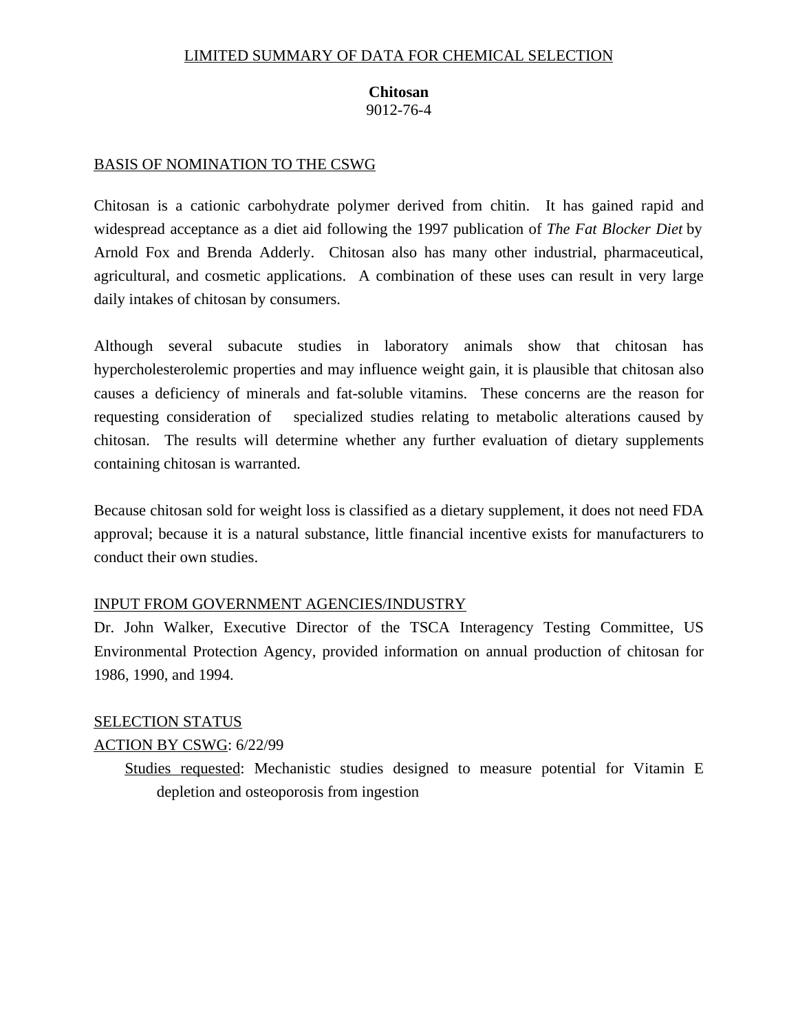LIMITED SUMMARY OF DATA FOR CHEMICAL SELECTION

# Chitosan

9012-76-4

## BASIS OF NOMINATION TO THE CSWG

Chitosan is a cationic carbohydrate polymer derived from chitin. It has gained rapid and widespread acceptance as a diet aid following the 1997 publication of *The Fat Blocker Diet* by Arnold Fox and Brenda Adderly. Chitosan also has many other industrial, pharmaceutical, agricultural, and cosmetic applications. A combination of these uses can result in very large daily intakes of chitosan by consumers.

Although several subacute studies in laboratory animals show that chitosan has hypercholesterolemic properties and may influence weight gain, it is plausible that chitosan also causes a deficiency of minerals and fat-soluble vitamins. These concerns are the reason for requesting consideration of specialized studies relating to metabolic alterations caused by chitosan. The results will determine whether any further evaluation of dietary supplements containing chitosan is warranted.

Because chitosan sold for weight loss is classified as a dietary supplement, it does not need FDA approval; because it is a natural substance, little financial incentive exists for manufacturers to conduct their own studies.

## INPUT FROM GOVERNMENT AGENCIES/INDUSTRY

Dr. John Walker, Executive Director of the TSCA Interagency Testing Committee, US Environmental Protection Agency, provided information on annual production of chitosan for 1986, 1990, and 1994.

## SELECTION STATUS

ACTION BY CSWG: 6/22/99

Studies requested: Mechanistic studies designed to measure potential for Vitamin E depletion and osteoporosis from ingestion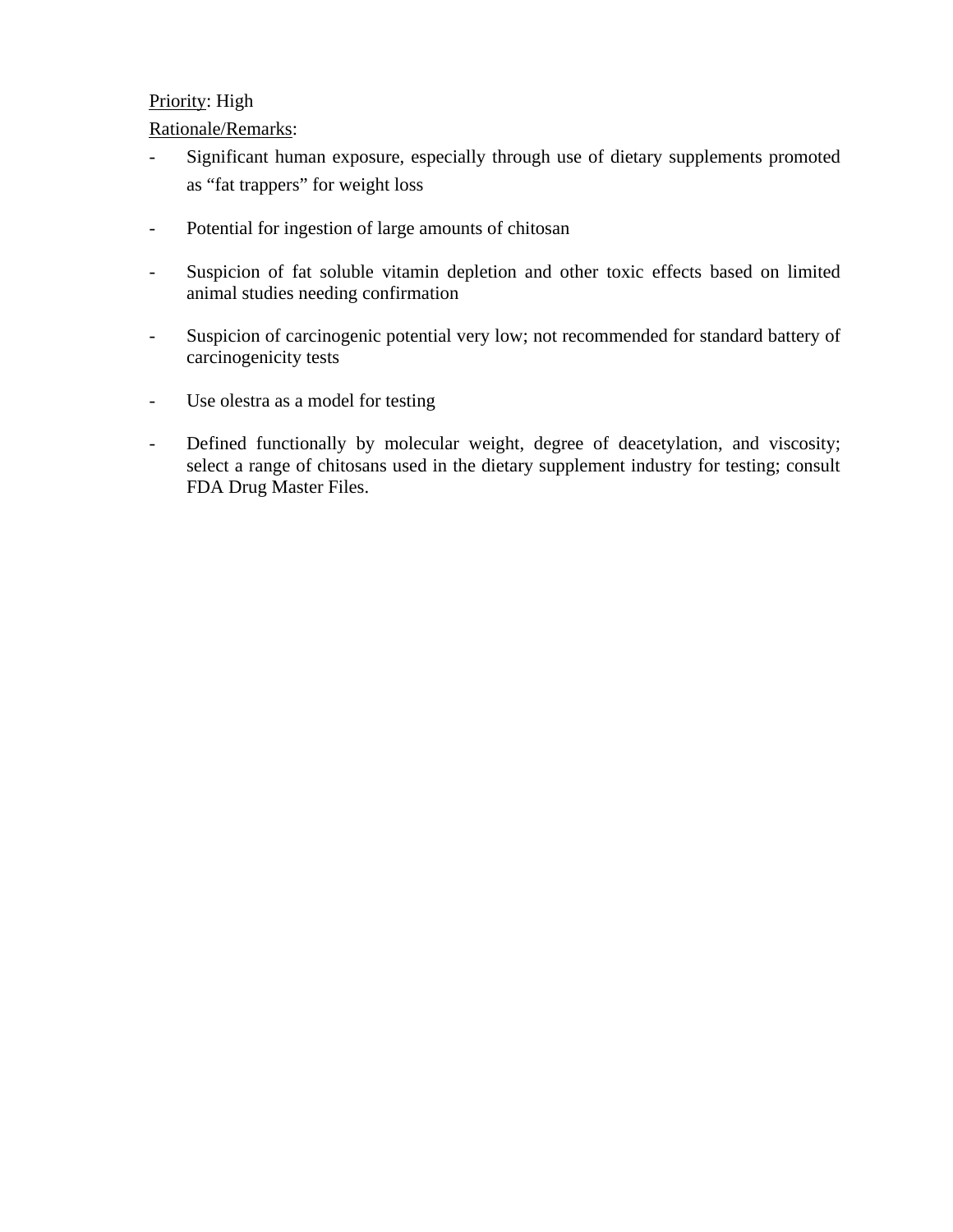<u>Priority</u>: High

<u>Rationale/Remarks</u>:

- Significant human exposure, especially through use of dietary supplements promoted as “fat trappers” for weight loss
- Potential for ingestion of large amounts of chitosan
- Suspicion of fat soluble vitamin depletion and other toxic effects based on limited animal studies needing confirmation
- Suspicion of carcinogenic potential very low; not recommended for standard battery of carcinogenicity tests
- Use olestra as a model for testing
- Defined functionally by molecular weight, degree of deacetylation, and viscosity; select a range of chitosans used in the dietary supplement industry for testing; consult FDA Drug Master Files.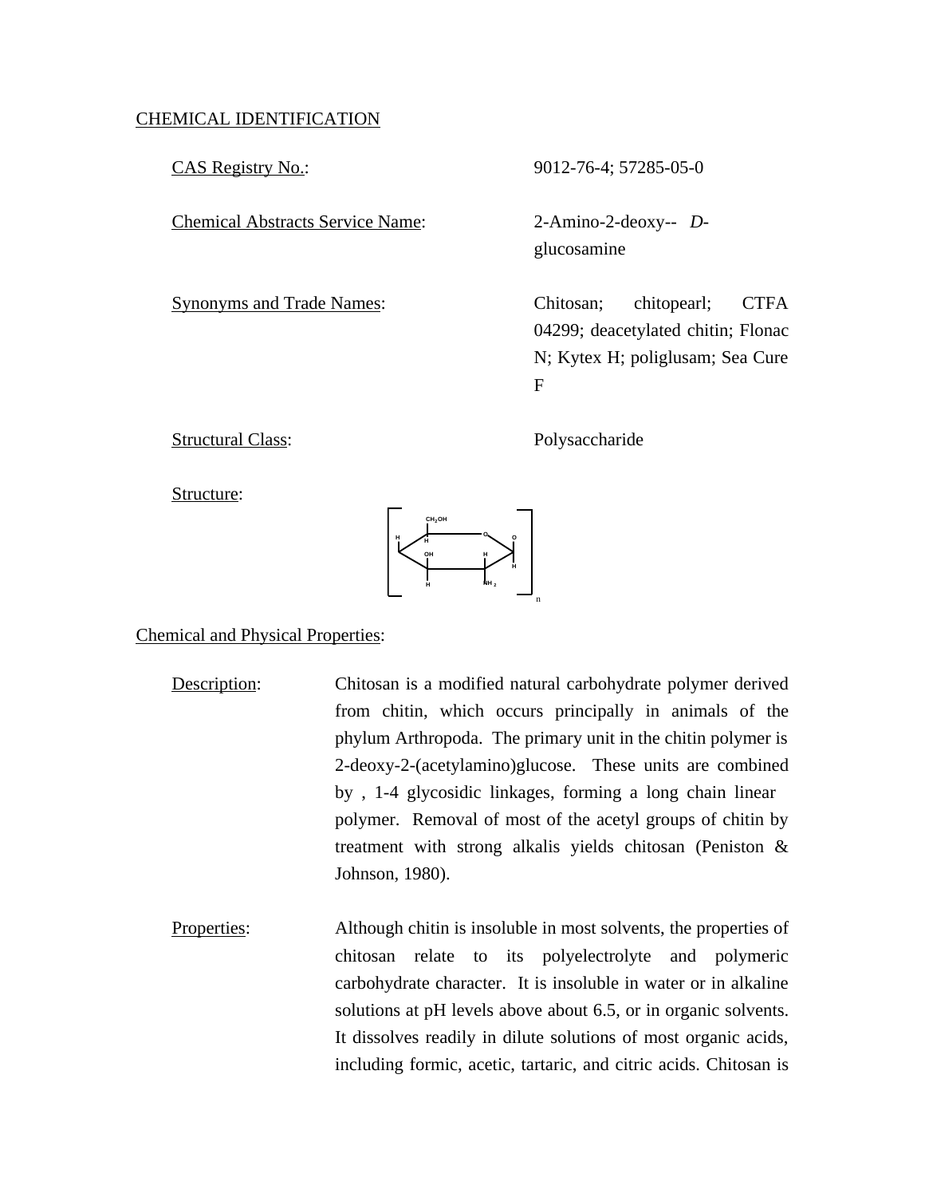## CHEMICAL IDENTIFICATION

CAS Registry No.: 9012-76-4; 57285-05-0

Chemical Abstracts Service Name: 2-Amino-2-deoxy-- *D*-glucosamine

Synonyms and Trade Names: Chitosan; chitopearl; CTFA 04299; deacetylated chitin; Flonac N; Kytex H; poliglusam; Sea Cure F

Structural Class: Polysaccharide

Structure:

Chemical and Physical Properties:

Description: Chitosan is a modified natural carbohydrate polymer derived from chitin, which occurs principally in animals of the phylum Arthropoda. The primary unit in the chitin polymer is 2-deoxy-2-(acetylamino)glucose. These units are combined by , 1-4 glycosidic linkages, forming a long chain linear polymer. Removal of most of the acetyl groups of chitin by treatment with strong alkalis yields chitosan (Peniston & Johnson, 1980).

Properties: Although chitin is insoluble in most solvents, the properties of chitosan relate to its polyelectrolyte and polymeric carbohydrate character. It is insoluble in water or in alkaline solutions at pH levels above about 6.5, or in organic solvents. It dissolves readily in dilute solutions of most organic acids, including formic, acetic, tartaric, and citric acids. Chitosan is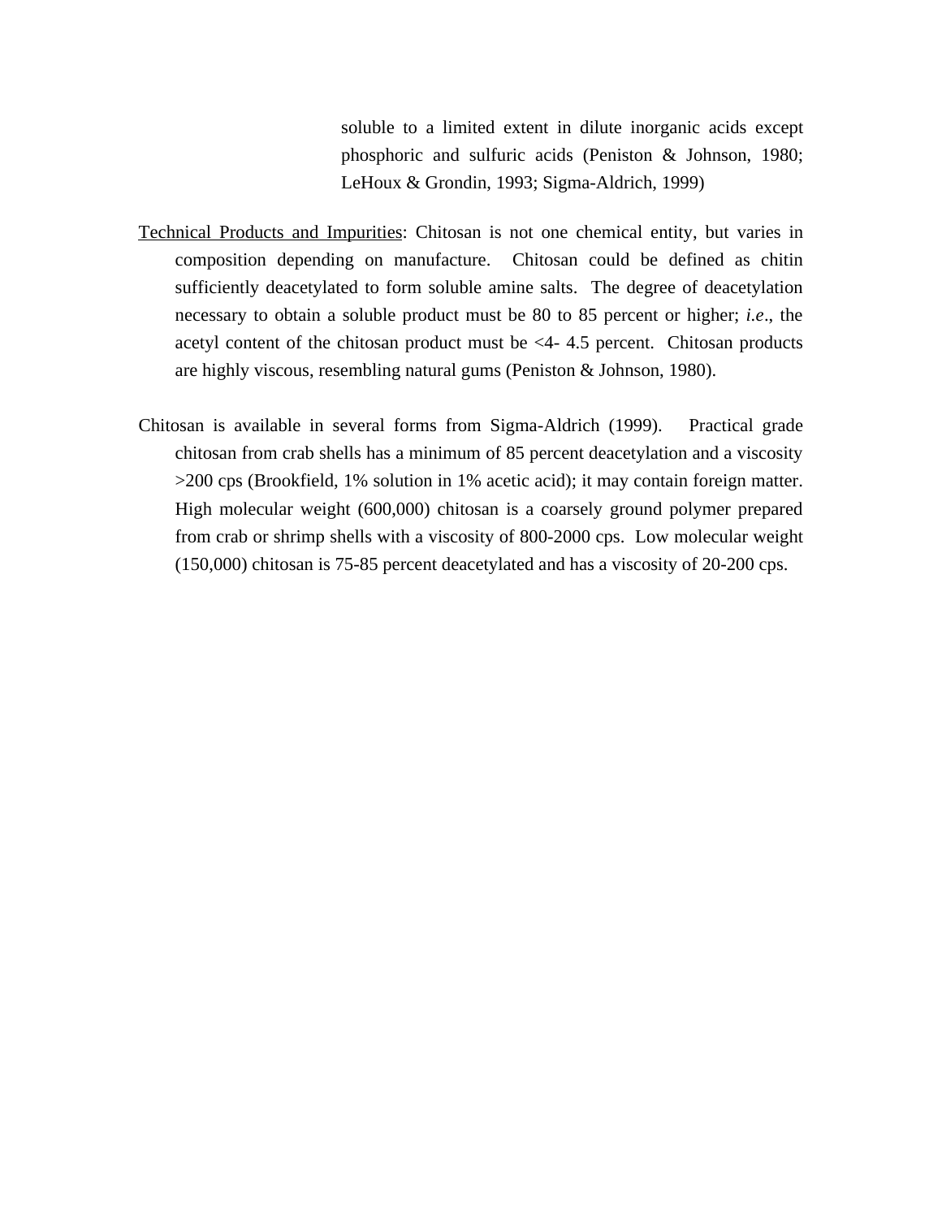soluble to a limited extent in dilute inorganic acids except phosphoric and sulfuric acids (Peniston & Johnson, 1980; LeHoux & Grondin, 1993; Sigma-Aldrich, 1999)

<u>Technical Products and Impurities</u>: Chitosan is not one chemical entity, but varies in composition depending on manufacture. Chitosan could be defined as chitin sufficiently deacetylated to form soluble amine salts. The degree of deacetylation necessary to obtain a soluble product must be 80 to 85 percent or higher; *i.e*., the acetyl content of the chitosan product must be <4- 4.5 percent. Chitosan products are highly viscous, resembling natural gums (Peniston & Johnson, 1980).

Chitosan is available in several forms from Sigma-Aldrich (1999). Practical grade chitosan from crab shells has a minimum of 85 percent deacetylation and a viscosity >200 cps (Brookfield, 1% solution in 1% acetic acid); it may contain foreign matter. High molecular weight (600,000) chitosan is a coarsely ground polymer prepared from crab or shrimp shells with a viscosity of 800-2000 cps. Low molecular weight (150,000) chitosan is 75-85 percent deacetylated and has a viscosity of 20-200 cps.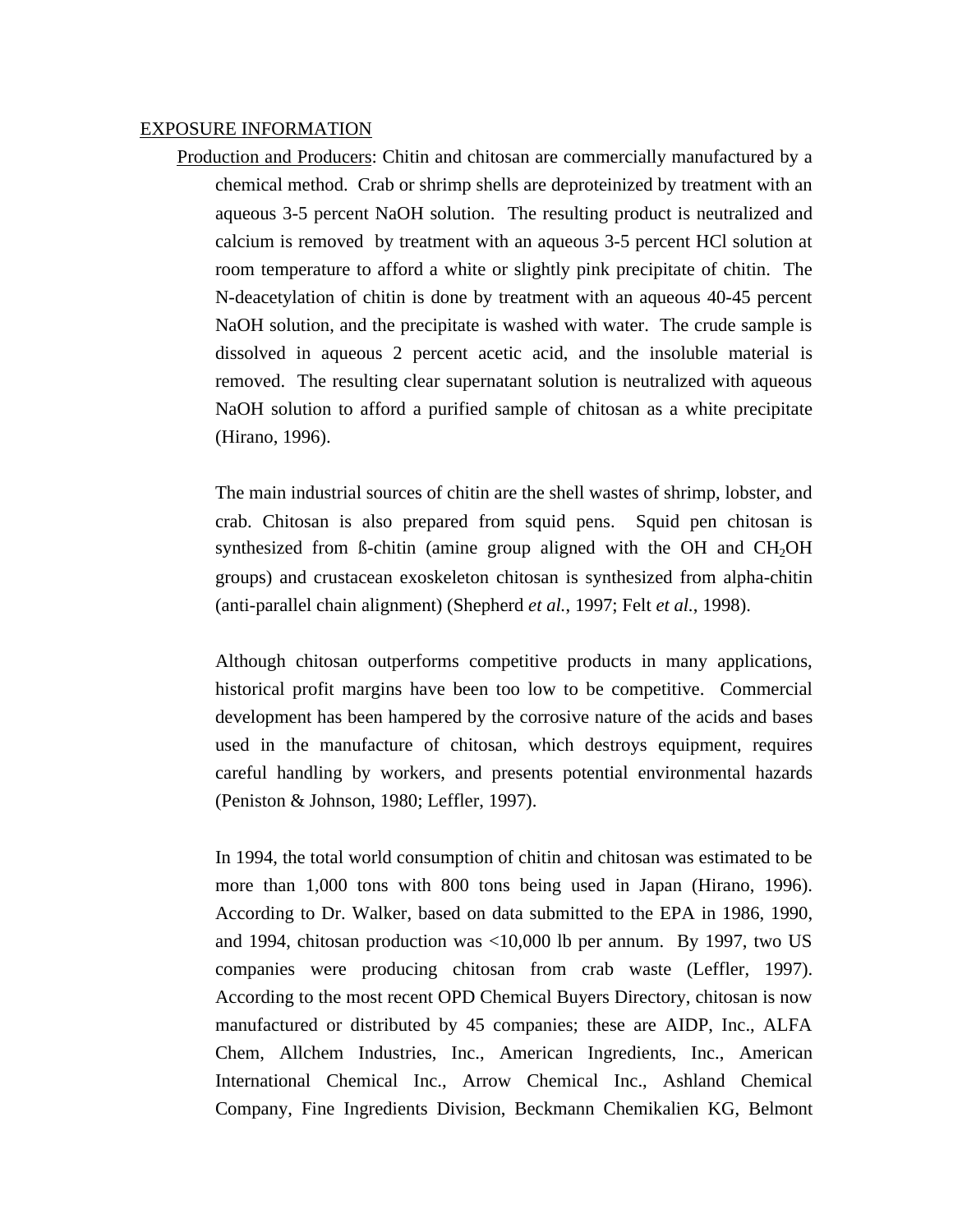EXPOSURE INFORMATION

Production and Producers: Chitin and chitosan are commercially manufactured by a chemical method. Crab or shrimp shells are deproteinized by treatment with an aqueous 3-5 percent NaOH solution. The resulting product is neutralized and calcium is removed by treatment with an aqueous 3-5 percent HCl solution at room temperature to afford a white or slightly pink precipitate of chitin. The N-deacetylation of chitin is done by treatment with an aqueous 40-45 percent NaOH solution, and the precipitate is washed with water. The crude sample is dissolved in aqueous 2 percent acetic acid, and the insoluble material is removed. The resulting clear supernatant solution is neutralized with aqueous NaOH solution to afford a purified sample of chitosan as a white precipitate (Hirano, 1996).

The main industrial sources of chitin are the shell wastes of shrimp, lobster, and crab. Chitosan is also prepared from squid pens. Squid pen chitosan is synthesized from ß-chitin (amine group aligned with the OH and $CH_2OH$ groups) and crustacean exoskeleton chitosan is synthesized from alpha-chitin (anti-parallel chain alignment) (Shepherd *et al.*, 1997; Felt *et al.*, 1998).

Although chitosan outperforms competitive products in many applications, historical profit margins have been too low to be competitive. Commercial development has been hampered by the corrosive nature of the acids and bases used in the manufacture of chitosan, which destroys equipment, requires careful handling by workers, and presents potential environmental hazards (Peniston & Johnson, 1980; Leffler, 1997).

In 1994, the total world consumption of chitin and chitosan was estimated to be more than 1,000 tons with 800 tons being used in Japan (Hirano, 1996). According to Dr. Walker, based on data submitted to the EPA in 1986, 1990, and 1994, chitosan production was <10,000 lb per annum. By 1997, two US companies were producing chitosan from crab waste (Leffler, 1997). According to the most recent OPD Chemical Buyers Directory, chitosan is now manufactured or distributed by 45 companies; these are AIDP, Inc., ALFA Chem, Allchem Industries, Inc., American Ingredients, Inc., American International Chemical Inc., Arrow Chemical Inc., Ashland Chemical Company, Fine Ingredients Division, Beckmann Chemikalien KG, Belmont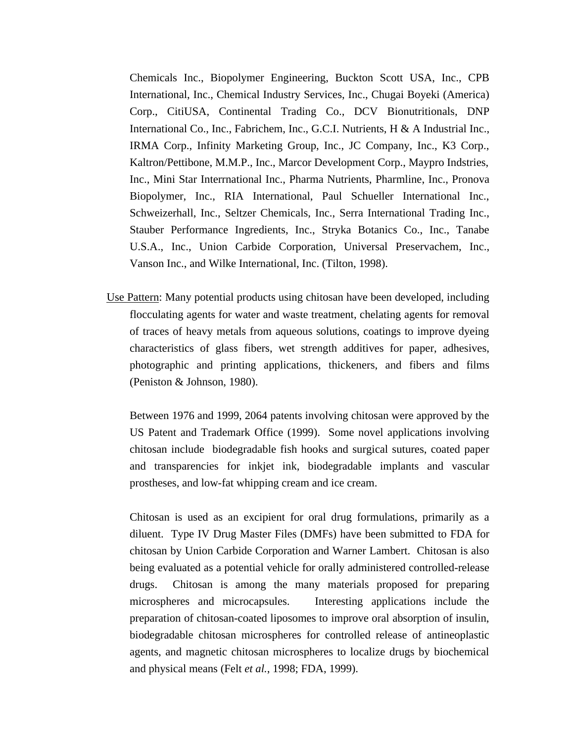Chemicals Inc., Biopolymer Engineering, Buckton Scott USA, Inc., CPB International, Inc., Chemical Industry Services, Inc., Chugai Boyeki (America) Corp., CitiUSA, Continental Trading Co., DCV Bionutritionals, DNP International Co., Inc., Fabrichem, Inc., G.C.I. Nutrients, H & A Industrial Inc., IRMA Corp., Infinity Marketing Group, Inc., JC Company, Inc., K3 Corp., Kaltron/Pettibone, M.M.P., Inc., Marcor Development Corp., Maypro Indstries, Inc., Mini Star Interrnational Inc., Pharma Nutrients, Pharmline, Inc., Pronova Biopolymer, Inc., RIA International, Paul Schueller International Inc., Schweizerhall, Inc., Seltzer Chemicals, Inc., Serra International Trading Inc., Stauber Performance Ingredients, Inc., Stryka Botanics Co., Inc., Tanabe U.S.A., Inc., Union Carbide Corporation, Universal Preservachem, Inc., Vanson Inc., and Wilke International, Inc. (Tilton, 1998).

Use Pattern: Many potential products using chitosan have been developed, including flocculating agents for water and waste treatment, chelating agents for removal of traces of heavy metals from aqueous solutions, coatings to improve dyeing characteristics of glass fibers, wet strength additives for paper, adhesives, photographic and printing applications, thickeners, and fibers and films (Peniston & Johnson, 1980).

Between 1976 and 1999, 2064 patents involving chitosan were approved by the US Patent and Trademark Office (1999). Some novel applications involving chitosan include biodegradable fish hooks and surgical sutures, coated paper and transparencies for inkjet ink, biodegradable implants and vascular prostheses, and low-fat whipping cream and ice cream.

Chitosan is used as an excipient for oral drug formulations, primarily as a diluent. Type IV Drug Master Files (DMFs) have been submitted to FDA for chitosan by Union Carbide Corporation and Warner Lambert. Chitosan is also being evaluated as a potential vehicle for orally administered controlled-release drugs. Chitosan is among the many materials proposed for preparing microspheres and microcapsules. Interesting applications include the preparation of chitosan-coated liposomes to improve oral absorption of insulin, biodegradable chitosan microspheres for controlled release of antineoplastic agents, and magnetic chitosan microspheres to localize drugs by biochemical and physical means (Felt *et al.*, 1998; FDA, 1999).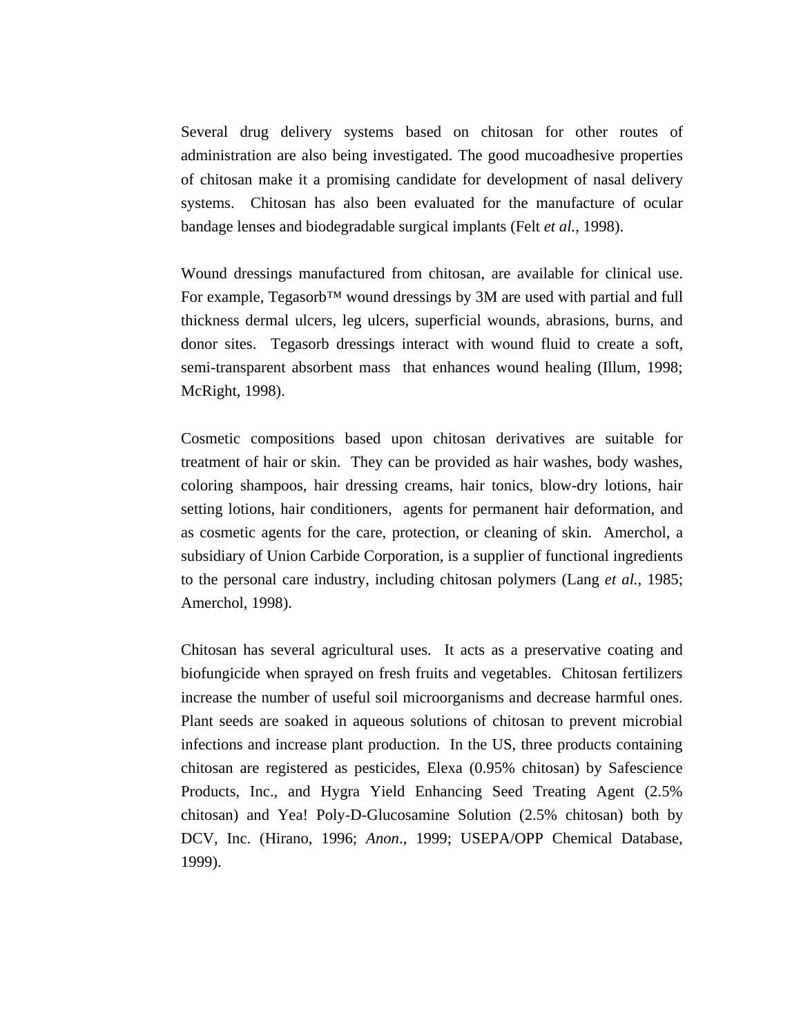Several drug delivery systems based on chitosan for other routes of administration are also being investigated. The good mucoadhesive properties of chitosan make it a promising candidate for development of nasal delivery systems. Chitosan has also been evaluated for the manufacture of ocular bandage lenses and biodegradable surgical implants (Felt *et al.*, 1998).

Wound dressings manufactured from chitosan, are available for clinical use. For example, Tegasorb™ wound dressings by 3M are used with partial and full thickness dermal ulcers, leg ulcers, superficial wounds, abrasions, burns, and donor sites. Tegasorb dressings interact with wound fluid to create a soft, semi-transparent absorbent mass that enhances wound healing (Illum, 1998; McRight, 1998).

Cosmetic compositions based upon chitosan derivatives are suitable for treatment of hair or skin. They can be provided as hair washes, body washes, coloring shampoos, hair dressing creams, hair tonics, blow-dry lotions, hair setting lotions, hair conditioners, agents for permanent hair deformation, and as cosmetic agents for the care, protection, or cleaning of skin. Amerchol, a subsidiary of Union Carbide Corporation, is a supplier of functional ingredients to the personal care industry, including chitosan polymers (Lang *et al.*, 1985; Amerchol, 1998).

Chitosan has several agricultural uses. It acts as a preservative coating and biofungicide when sprayed on fresh fruits and vegetables. Chitosan fertilizers increase the number of useful soil microorganisms and decrease harmful ones. Plant seeds are soaked in aqueous solutions of chitosan to prevent microbial infections and increase plant production. In the US, three products containing chitosan are registered as pesticides, Elexa (0.95% chitosan) by Safescience Products, Inc., and Hygra Yield Enhancing Seed Treating Agent (2.5% chitosan) and Yea! Poly-D-Glucosamine Solution (2.5% chitosan) both by DCV, Inc. (Hirano, 1996; *Anon*., 1999; USEPA/OPP Chemical Database, 1999).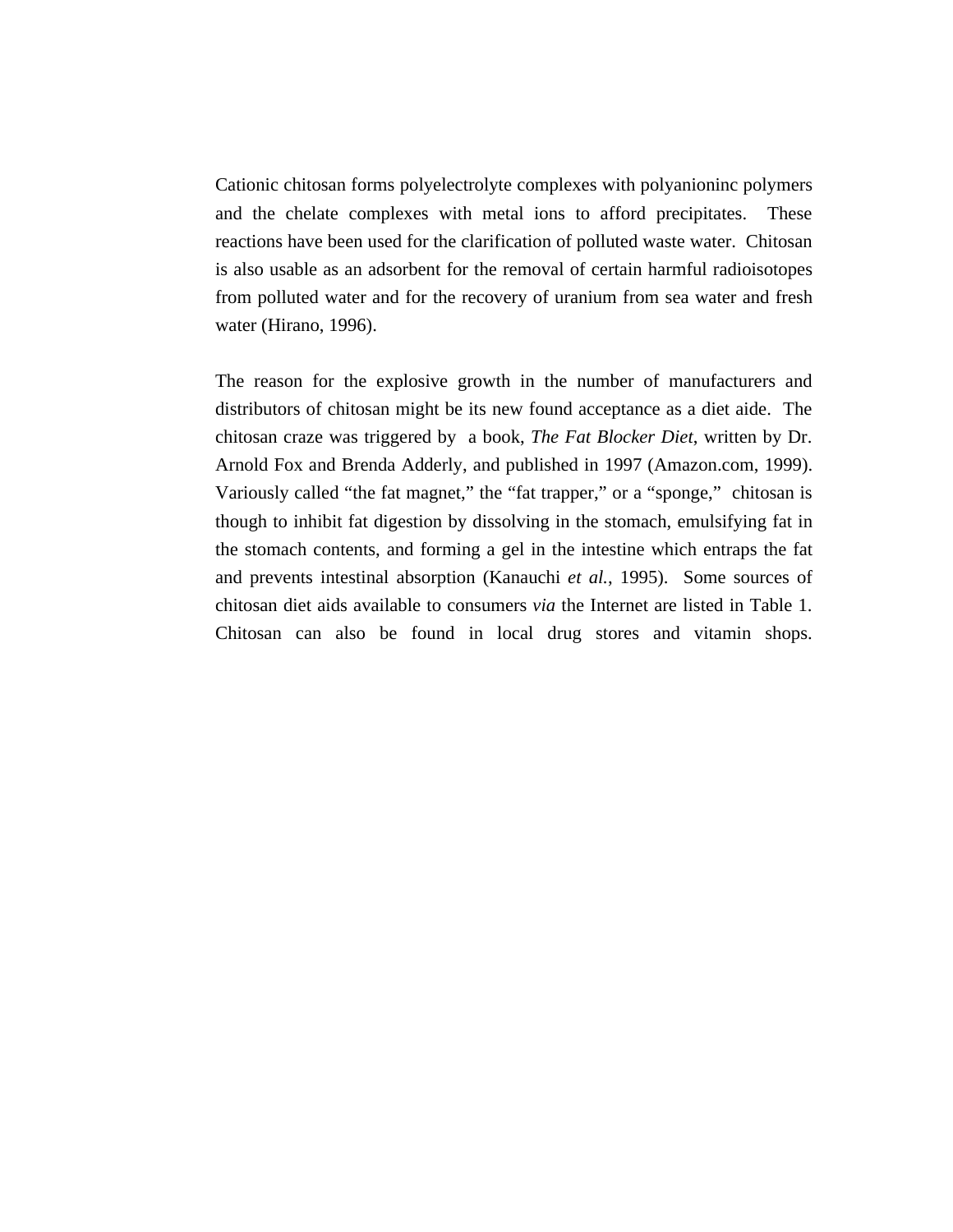Cationic chitosan forms polyelectrolyte complexes with polyanioninc polymers and the chelate complexes with metal ions to afford precipitates. These reactions have been used for the clarification of polluted waste water. Chitosan is also usable as an adsorbent for the removal of certain harmful radioisotopes from polluted water and for the recovery of uranium from sea water and fresh water (Hirano, 1996).

The reason for the explosive growth in the number of manufacturers and distributors of chitosan might be its new found acceptance as a diet aide. The chitosan craze was triggered by a book, *The Fat Blocker Diet*, written by Dr. Arnold Fox and Brenda Adderly, and published in 1997 (Amazon.com, 1999). Variously called "the fat magnet," the "fat trapper," or a "sponge," chitosan is though to inhibit fat digestion by dissolving in the stomach, emulsifying fat in the stomach contents, and forming a gel in the intestine which entraps the fat and prevents intestinal absorption (Kanauchi *et al.*, 1995). Some sources of chitosan diet aids available to consumers *via* the Internet are listed in Table 1. Chitosan can also be found in local drug stores and vitamin shops.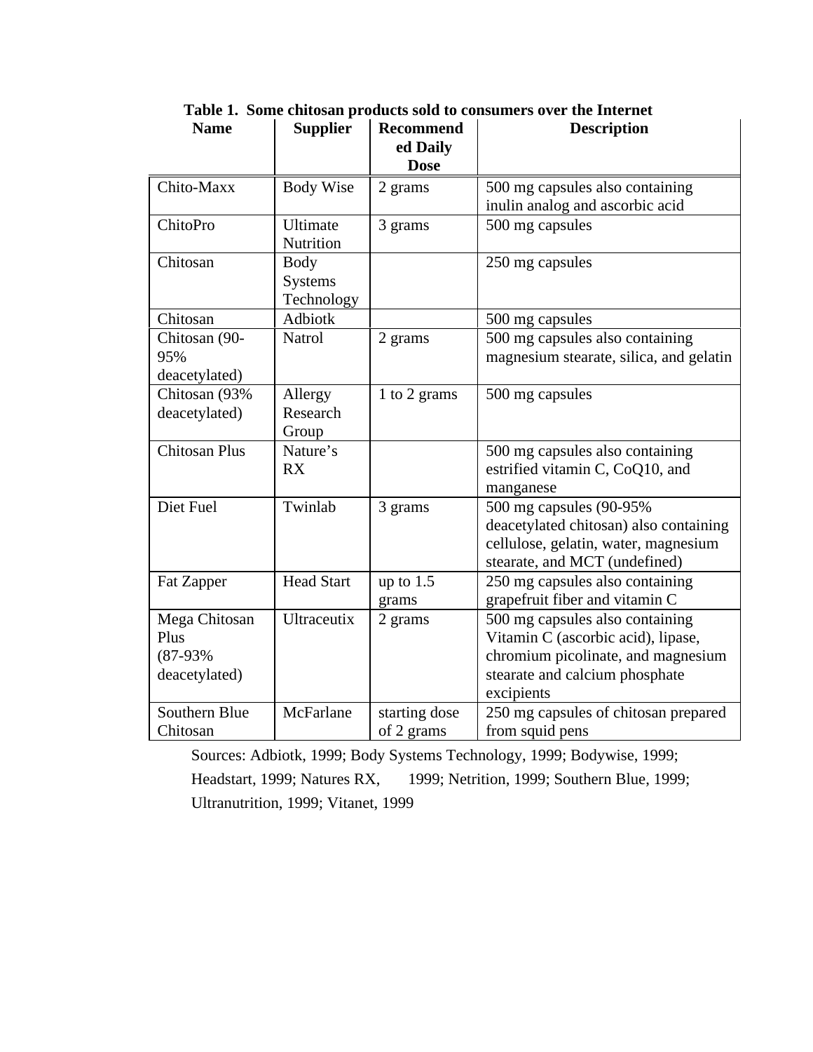**Table 1. Some chitosan products sold to consumers over the Internet**

| Name | Supplier | Recommended Daily Dose | Description |
|---|---|---|---|
| Chito-Maxx | Body Wise | 2 grams | 500 mg capsules also containing inulin analog and ascorbic acid |
| ChitoPro | Ultimate Nutrition | 3 grams | 500 mg capsules |
| Chitosan | Body Systems Technology | | 250 mg capsules |
| Chitosan | Adbiotk | | 500 mg capsules |
| Chitosan (90-95% deacetylated) | Natrol | 2 grams | 500 mg capsules also containing magnesium stearate, silica, and gelatin |
| Chitosan (93% deacetylated) | Allergy Research Group | 1 to 2 grams | 500 mg capsules |
| Chitosan Plus | Nature's RX | | 500 mg capsules also containing estrified vitamin C, CoQ10, and manganese |
| Diet Fuel | Twinlab | 3 grams | 500 mg capsules (90-95% deacetylated chitosan) also containing cellulose, gelatin, water, magnesium stearate, and MCT (undefined) |
| Fat Zapper | Head Start | up to 1.5 grams | 250 mg capsules also containing grapefruit fiber and vitamin C |
| Mega Chitosan Plus (87-93% deacetylated) | Ultraceutix | 2 grams | 500 mg capsules also containing Vitamin C (ascorbic acid), lipase, chromium picolinate, and magnesium stearate and calcium phosphate excipients |
| Southern Blue Chitosan | McFarlane | starting dose of 2 grams | 250 mg capsules of chitosan prepared from squid pens |

Sources: Adbiotk, 1999; Body Systems Technology, 1999; Bodywise, 1999; Headstart, 1999; Natures RX, 1999; Netrition, 1999; Southern Blue, 1999; Ultranutrition, 1999; Vitanet, 1999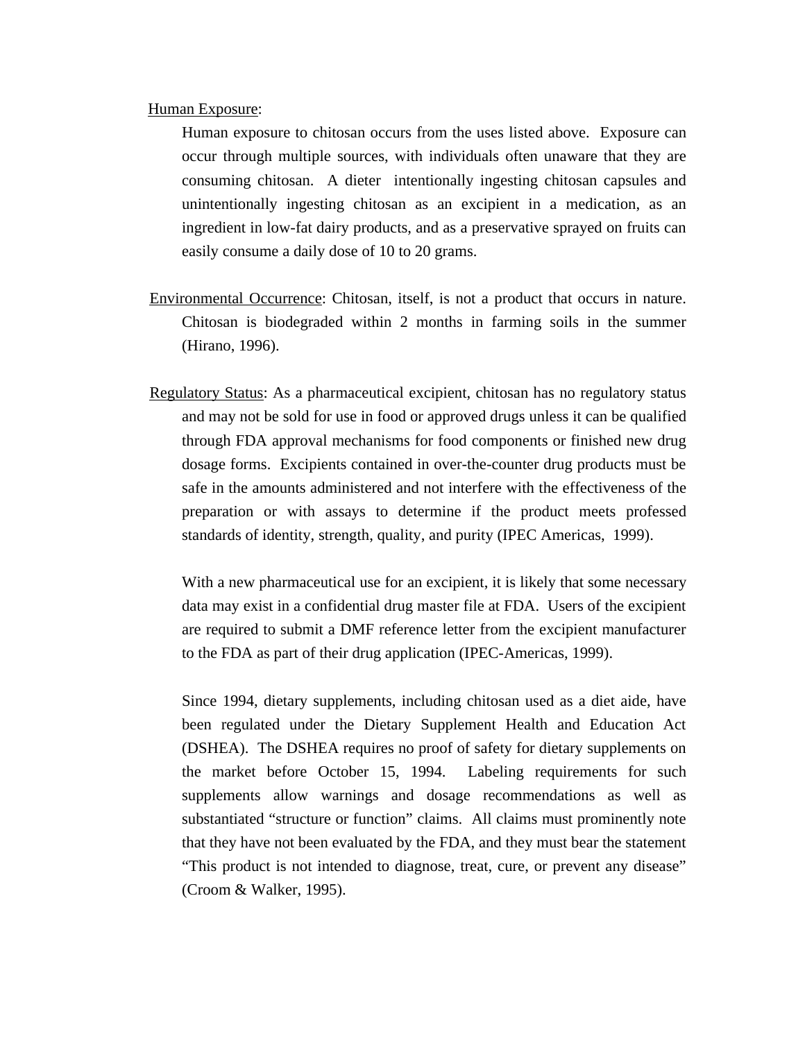<u>Human Exposure</u>:

Human exposure to chitosan occurs from the uses listed above. Exposure can occur through multiple sources, with individuals often unaware that they are consuming chitosan. A dieter intentionally ingesting chitosan capsules and unintentionally ingesting chitosan as an excipient in a medication, as an ingredient in low-fat dairy products, and as a preservative sprayed on fruits can easily consume a daily dose of 10 to 20 grams.

<u>Environmental Occurrence</u>: Chitosan, itself, is not a product that occurs in nature. Chitosan is biodegraded within 2 months in farming soils in the summer (Hirano, 1996).

<u>Regulatory Status</u>: As a pharmaceutical excipient, chitosan has no regulatory status and may not be sold for use in food or approved drugs unless it can be qualified through FDA approval mechanisms for food components or finished new drug dosage forms. Excipients contained in over-the-counter drug products must be safe in the amounts administered and not interfere with the effectiveness of the preparation or with assays to determine if the product meets professed standards of identity, strength, quality, and purity (IPEC Americas, 1999).

With a new pharmaceutical use for an excipient, it is likely that some necessary data may exist in a confidential drug master file at FDA. Users of the excipient are required to submit a DMF reference letter from the excipient manufacturer to the FDA as part of their drug application (IPEC-Americas, 1999).

Since 1994, dietary supplements, including chitosan used as a diet aide, have been regulated under the Dietary Supplement Health and Education Act (DSHEA). The DSHEA requires no proof of safety for dietary supplements on the market before October 15, 1994. Labeling requirements for such supplements allow warnings and dosage recommendations as well as substantiated "structure or function" claims. All claims must prominently note that they have not been evaluated by the FDA, and they must bear the statement "This product is not intended to diagnose, treat, cure, or prevent any disease" (Croom & Walker, 1995).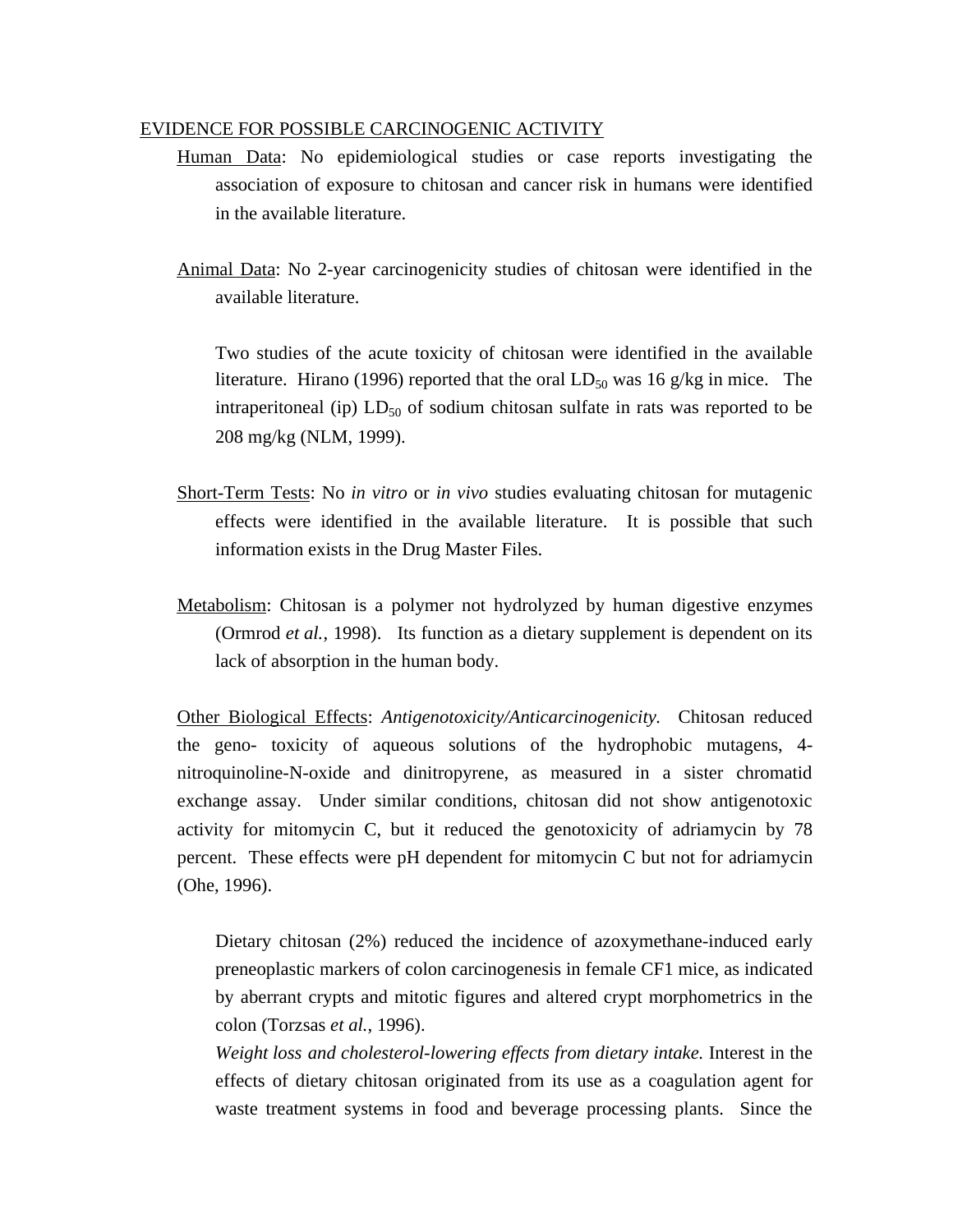EVIDENCE FOR POSSIBLE CARCINOGENIC ACTIVITY

Human Data: No epidemiological studies or case reports investigating the association of exposure to chitosan and cancer risk in humans were identified in the available literature.

Animal Data: No 2-year carcinogenicity studies of chitosan were identified in the available literature.

Two studies of the acute toxicity of chitosan were identified in the available literature. Hirano (1996) reported that the oral $LD_{50}$ was 16 g/kg in mice. The intraperitoneal (ip) $LD_{50}$ of sodium chitosan sulfate in rats was reported to be 208 mg/kg (NLM, 1999).

Short-Term Tests: No *in vitro* or *in vivo* studies evaluating chitosan for mutagenic effects were identified in the available literature. It is possible that such information exists in the Drug Master Files.

Metabolism: Chitosan is a polymer not hydrolyzed by human digestive enzymes (Ormrod *et al.*, 1998). Its function as a dietary supplement is dependent on its lack of absorption in the human body.

Other Biological Effects: *Antigenotoxicity/Anticarcinogenicity.* Chitosan reduced the geno- toxicity of aqueous solutions of the hydrophobic mutagens, 4-nitroquinoline-N-oxide and dinitropyrene, as measured in a sister chromatid exchange assay. Under similar conditions, chitosan did not show antigenotoxic activity for mitomycin C, but it reduced the genotoxicity of adriamycin by 78 percent. These effects were pH dependent for mitomycin C but not for adriamycin (Ohe, 1996).

Dietary chitosan (2%) reduced the incidence of azoxymethane-induced early preneoplastic markers of colon carcinogenesis in female CF1 mice, as indicated by aberrant crypts and mitotic figures and altered crypt morphometrics in the colon (Torzsas *et al.*, 1996).

*Weight loss and cholesterol-lowering effects from dietary intake.* Interest in the effects of dietary chitosan originated from its use as a coagulation agent for waste treatment systems in food and beverage processing plants. Since the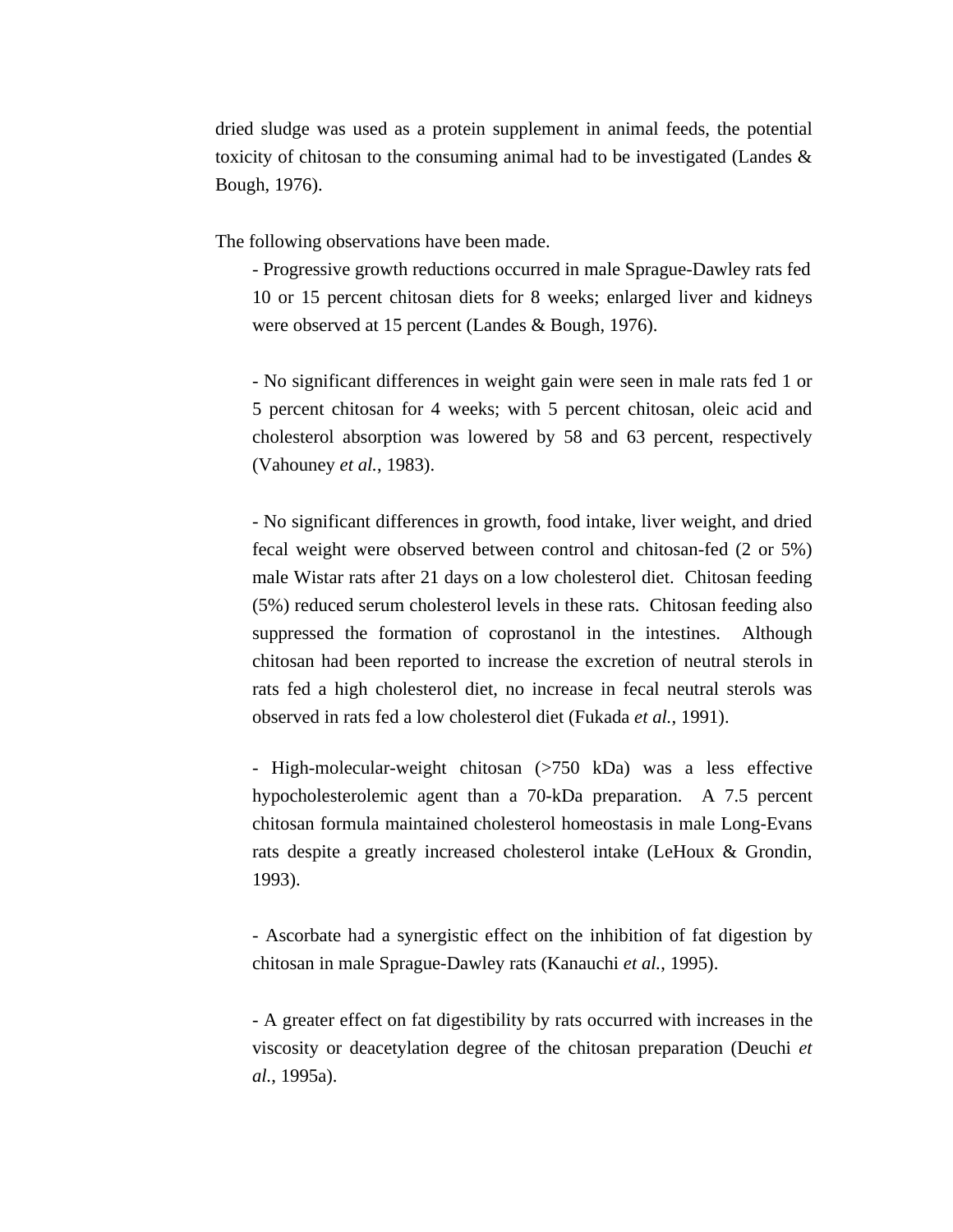dried sludge was used as a protein supplement in animal feeds, the potential toxicity of chitosan to the consuming animal had to be investigated (Landes & Bough, 1976).

The following observations have been made.

- Progressive growth reductions occurred in male Sprague-Dawley rats fed 10 or 15 percent chitosan diets for 8 weeks; enlarged liver and kidneys were observed at 15 percent (Landes & Bough, 1976).

- No significant differences in weight gain were seen in male rats fed 1 or 5 percent chitosan for 4 weeks; with 5 percent chitosan, oleic acid and cholesterol absorption was lowered by 58 and 63 percent, respectively (Vahouney *et al.*, 1983).

- No significant differences in growth, food intake, liver weight, and dried fecal weight were observed between control and chitosan-fed (2 or 5%) male Wistar rats after 21 days on a low cholesterol diet. Chitosan feeding (5%) reduced serum cholesterol levels in these rats. Chitosan feeding also suppressed the formation of coprostanol in the intestines. Although chitosan had been reported to increase the excretion of neutral sterols in rats fed a high cholesterol diet, no increase in fecal neutral sterols was observed in rats fed a low cholesterol diet (Fukada *et al.*, 1991).

- High-molecular-weight chitosan (>750 kDa) was a less effective hypocholesterolemic agent than a 70-kDa preparation. A 7.5 percent chitosan formula maintained cholesterol homeostasis in male Long-Evans rats despite a greatly increased cholesterol intake (LeHoux & Grondin, 1993).

- Ascorbate had a synergistic effect on the inhibition of fat digestion by chitosan in male Sprague-Dawley rats (Kanauchi *et al.*, 1995).

- A greater effect on fat digestibility by rats occurred with increases in the viscosity or deacetylation degree of the chitosan preparation (Deuchi *et al.*, 1995a).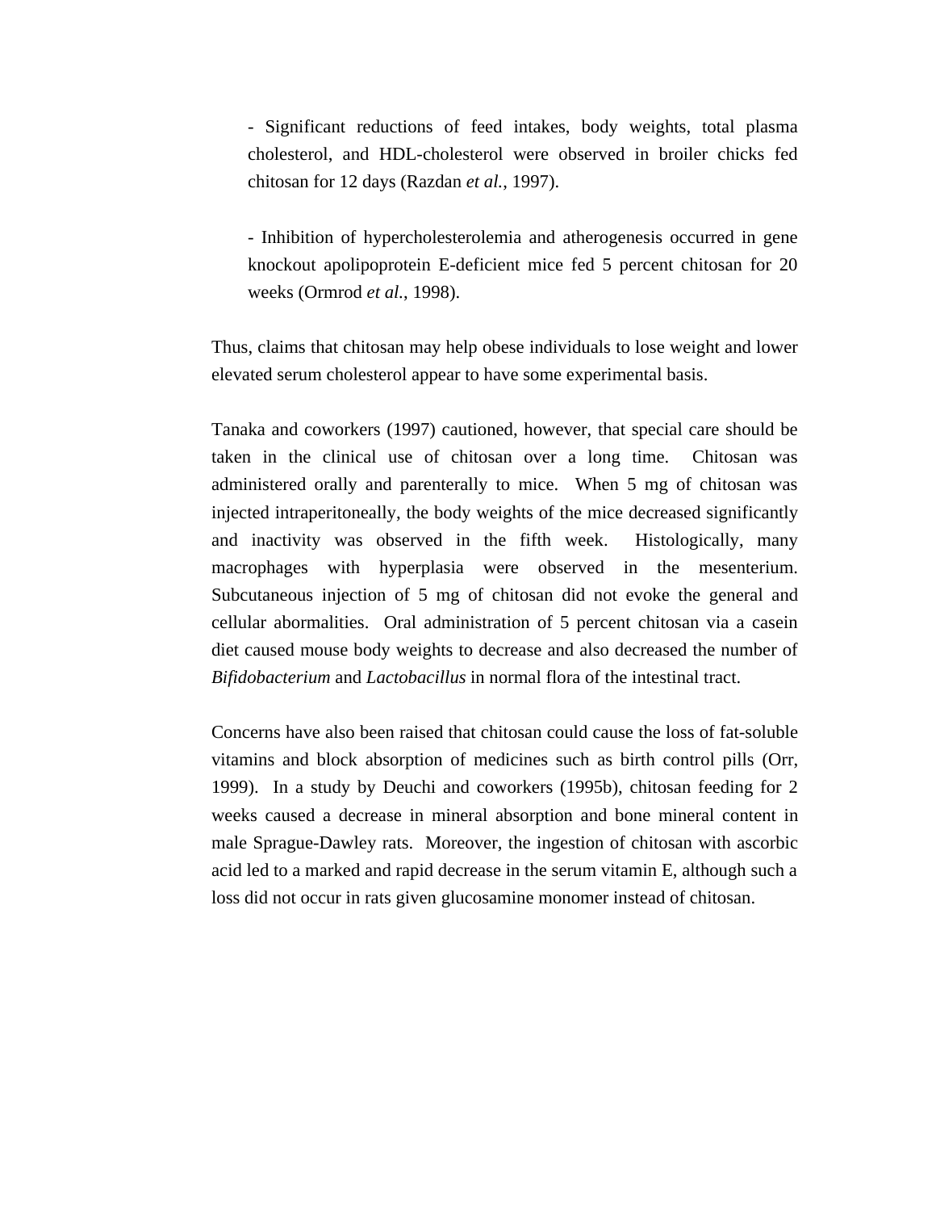- Significant reductions of feed intakes, body weights, total plasma cholesterol, and HDL-cholesterol were observed in broiler chicks fed chitosan for 12 days (Razdan *et al.*, 1997).

- Inhibition of hypercholesterolemia and atherogenesis occurred in gene knockout apolipoprotein E-deficient mice fed 5 percent chitosan for 20 weeks (Ormrod *et al.*, 1998).

Thus, claims that chitosan may help obese individuals to lose weight and lower elevated serum cholesterol appear to have some experimental basis.

Tanaka and coworkers (1997) cautioned, however, that special care should be taken in the clinical use of chitosan over a long time. Chitosan was administered orally and parenterally to mice. When 5 mg of chitosan was injected intraperitoneally, the body weights of the mice decreased significantly and inactivity was observed in the fifth week. Histologically, many macrophages with hyperplasia were observed in the mesenterium. Subcutaneous injection of 5 mg of chitosan did not evoke the general and cellular abormalities. Oral administration of 5 percent chitosan via a casein diet caused mouse body weights to decrease and also decreased the number of *Bifidobacterium* and *Lactobacillus* in normal flora of the intestinal tract.

Concerns have also been raised that chitosan could cause the loss of fat-soluble vitamins and block absorption of medicines such as birth control pills (Orr, 1999). In a study by Deuchi and coworkers (1995b), chitosan feeding for 2 weeks caused a decrease in mineral absorption and bone mineral content in male Sprague-Dawley rats. Moreover, the ingestion of chitosan with ascorbic acid led to a marked and rapid decrease in the serum vitamin E, although such a loss did not occur in rats given glucosamine monomer instead of chitosan.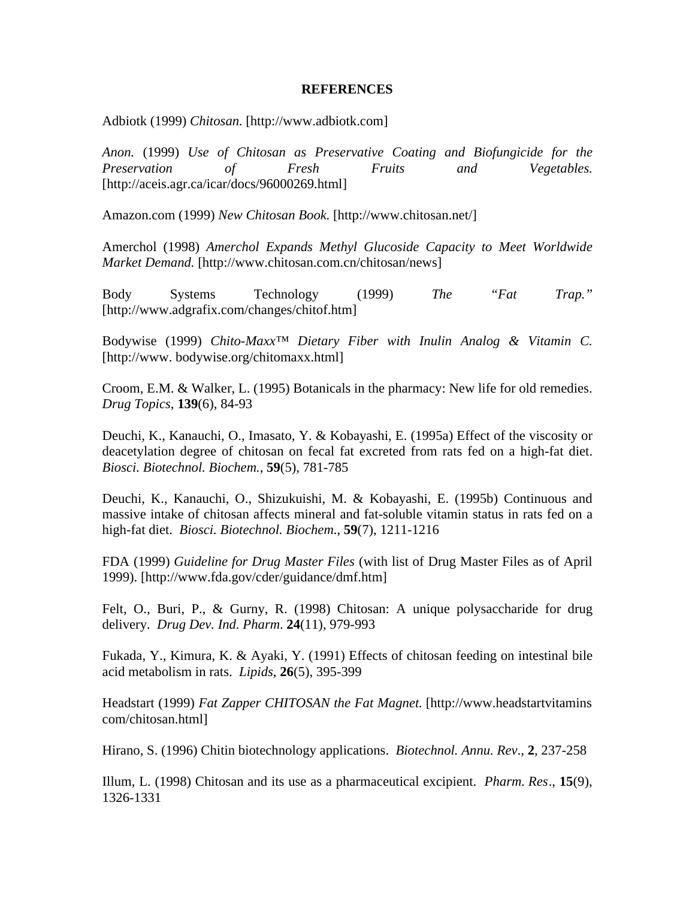## REFERENCES

Adbiotk (1999) *Chitosan*. [http://www.adbiotk.com]

*Anon.* (1999) *Use of Chitosan as Preservative Coating and Biofungicide for the Preservation of Fresh Fruits and Vegetables.* [http://aceis.agr.ca/icar/docs/96000269.html]

Amazon.com (1999) *New Chitosan Book.* [http://www.chitosan.net/]

Amerchol (1998) *Amerchol Expands Methyl Glucoside Capacity to Meet Worldwide Market Demand.* [http://www.chitosan.com.cn/chitosan/news]

Body Systems Technology (1999) *The "Fat Trap."* [http://www.adgrafix.com/changes/chitof.htm]

Bodywise (1999) *Chito-Maxx™ Dietary Fiber with Inulin Analog & Vitamin C.* [http://www. bodywise.org/chitomaxx.html]

Croom, E.M. & Walker, L. (1995) Botanicals in the pharmacy: New life for old remedies. *Drug Topics*, **139**(6), 84-93

Deuchi, K., Kanauchi, O., Imasato, Y. & Kobayashi, E. (1995a) Effect of the viscosity or deacetylation degree of chitosan on fecal fat excreted from rats fed on a high-fat diet. *Biosci. Biotechnol. Biochem.*, **59**(5), 781-785

Deuchi, K., Kanauchi, O., Shizukuishi, M. & Kobayashi, E. (1995b) Continuous and massive intake of chitosan affects mineral and fat-soluble vitamin status in rats fed on a high-fat diet. *Biosci. Biotechnol. Biochem.*, **59**(7), 1211-1216

FDA (1999) *Guideline for Drug Master Files* (with list of Drug Master Files as of April 1999). [http://www.fda.gov/cder/guidance/dmf.htm]

Felt, O., Buri, P., & Gurny, R. (1998) Chitosan: A unique polysaccharide for drug delivery. *Drug Dev. Ind. Pharm.* **24**(11), 979-993

Fukada, Y., Kimura, K. & Ayaki, Y. (1991) Effects of chitosan feeding on intestinal bile acid metabolism in rats. *Lipids*, **26**(5), 395-399

Headstart (1999) *Fat Zapper CHITOSAN the Fat Magnet.* [http://www.headstartvitamins com/chitosan.html]

Hirano, S. (1996) Chitin biotechnology applications. *Biotechnol. Annu. Rev.*, **2**, 237-258

Illum, L. (1998) Chitosan and its use as a pharmaceutical excipient. *Pharm. Res*., **15**(9), 1326-1331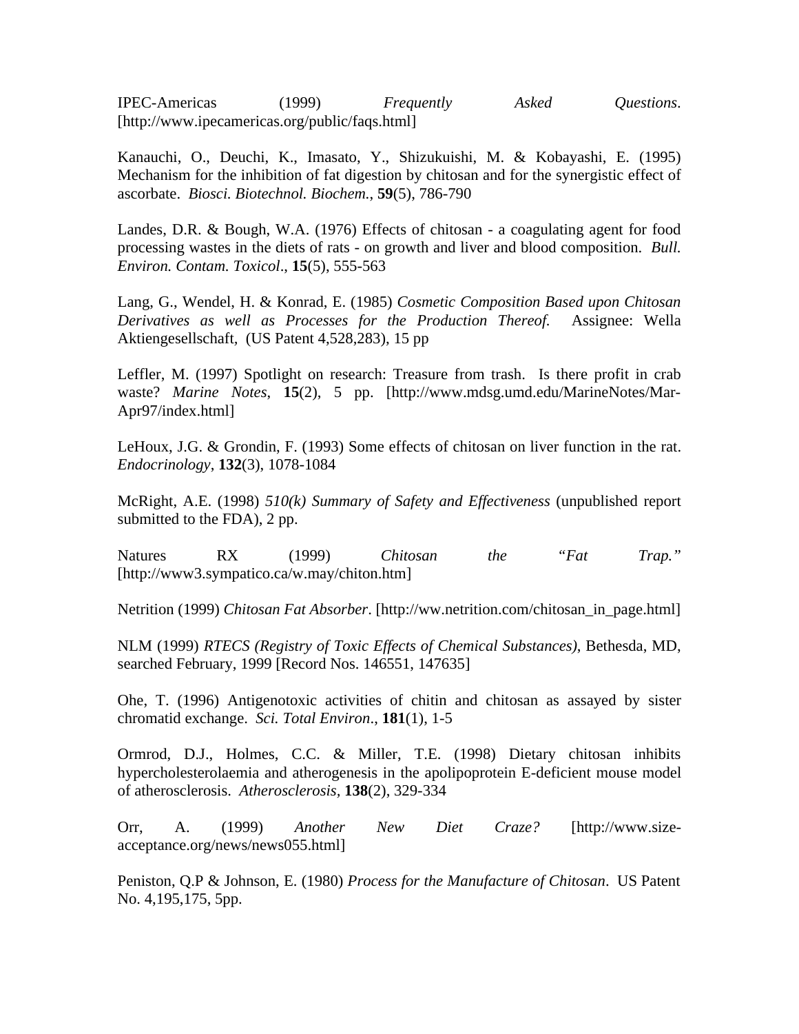IPEC-Americas (1999) *Frequently Asked Questions*. [http://www.ipecamericas.org/public/faqs.html]

Kanauchi, O., Deuchi, K., Imasato, Y., Shizukuishi, M. & Kobayashi, E. (1995) Mechanism for the inhibition of fat digestion by chitosan and for the synergistic effect of ascorbate. *Biosci. Biotechnol. Biochem.*, **59**(5), 786-790

Landes, D.R. & Bough, W.A. (1976) Effects of chitosan - a coagulating agent for food processing wastes in the diets of rats - on growth and liver and blood composition. *Bull. Environ. Contam. Toxicol*., **15**(5), 555-563

Lang, G., Wendel, H. & Konrad, E. (1985) *Cosmetic Composition Based upon Chitosan Derivatives as well as Processes for the Production Thereof.* Assignee: Wella Aktiengesellschaft, (US Patent 4,528,283), 15 pp

Leffler, M. (1997) Spotlight on research: Treasure from trash. Is there profit in crab waste? *Marine Notes*, **15**(2), 5 pp. [http://www.mdsg.umd.edu/MarineNotes/Mar-Apr97/index.html]

LeHoux, J.G. & Grondin, F. (1993) Some effects of chitosan on liver function in the rat. *Endocrinology*, **132**(3), 1078-1084

McRight, A.E. (1998) *510(k) Summary of Safety and Effectiveness* (unpublished report submitted to the FDA), 2 pp.

Natures RX (1999) *Chitosan the "Fat Trap."* [http://www3.sympatico.ca/w.may/chiton.htm]

Netrition (1999) *Chitosan Fat Absorber*. [http://ww.netrition.com/chitosan_in_page.html]

NLM (1999) *RTECS (Registry of Toxic Effects of Chemical Substances)*, Bethesda, MD, searched February, 1999 [Record Nos. 146551, 147635]

Ohe, T. (1996) Antigenotoxic activities of chitin and chitosan as assayed by sister chromatid exchange. *Sci. Total Environ*., **181**(1), 1-5

Ormrod, D.J., Holmes, C.C. & Miller, T.E. (1998) Dietary chitosan inhibits hypercholesterolaemia and atherogenesis in the apolipoprotein E-deficient mouse model of atherosclerosis. *Atherosclerosis*, **138**(2), 329-334

Orr, A. (1999) *Another New Diet Craze?* [http://www.size-acceptance.org/news/news055.html]

Peniston, Q.P & Johnson, E. (1980) *Process for the Manufacture of Chitosan*. US Patent No. 4,195,175, 5pp.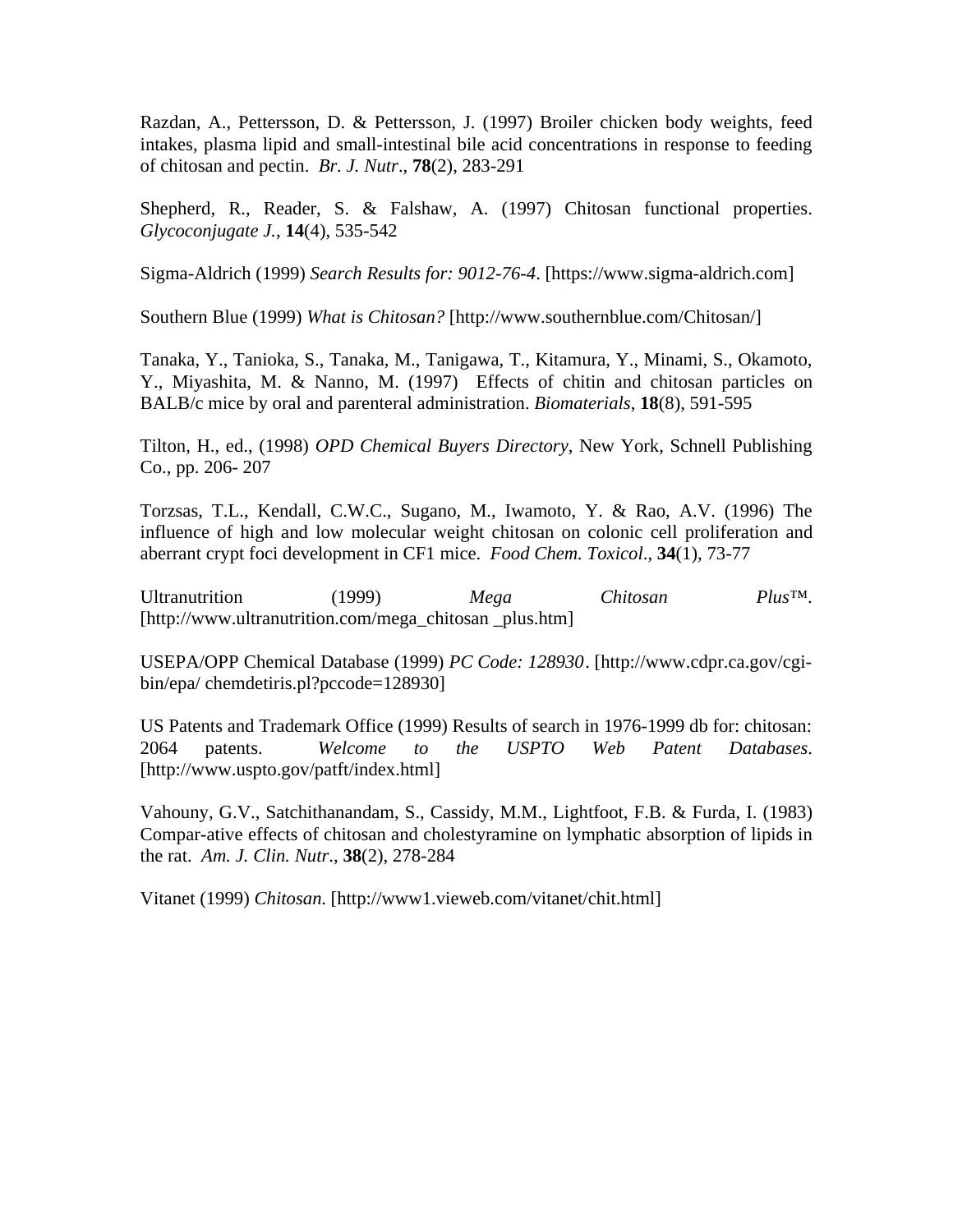Razdan, A., Pettersson, D. & Pettersson, J. (1997) Broiler chicken body weights, feed intakes, plasma lipid and small-intestinal bile acid concentrations in response to feeding of chitosan and pectin. *Br. J. Nutr*., **78**(2), 283-291

Shepherd, R., Reader, S. & Falshaw, A. (1997) Chitosan functional properties. *Glycoconjugate J.*, **14**(4), 535-542

Sigma-Aldrich (1999) *Search Results for: 9012-76-4*. [https://www.sigma-aldrich.com]

Southern Blue (1999) *What is Chitosan?* [http://www.southernblue.com/Chitosan/]

Tanaka, Y., Tanioka, S., Tanaka, M., Tanigawa, T., Kitamura, Y., Minami, S., Okamoto, Y., Miyashita, M. & Nanno, M. (1997) Effects of chitin and chitosan particles on BALB/c mice by oral and parenteral administration. *Biomaterials*, **18**(8), 591-595

Tilton, H., ed., (1998) *OPD Chemical Buyers Directory*, New York, Schnell Publishing Co., pp. 206- 207

Torzsas, T.L., Kendall, C.W.C., Sugano, M., Iwamoto, Y. & Rao, A.V. (1996) The influence of high and low molecular weight chitosan on colonic cell proliferation and aberrant crypt foci development in CF1 mice. *Food Chem. Toxicol*., **34**(1), 73-77

Ultranutrition (1999) *Mega Chitosan Plus™*. [http://www.ultranutrition.com/mega_chitosan _plus.htm]

USEPA/OPP Chemical Database (1999) *PC Code: 128930*. [http://www.cdpr.ca.gov/cgi-bin/epa/ chemdetiris.pl?pccode=128930]

US Patents and Trademark Office (1999) Results of search in 1976-1999 db for: chitosan: 2064 patents. *Welcome to the USPTO Web Patent Databases*. [http://www.uspto.gov/patft/index.html]

Vahouny, G.V., Satchithanandam, S., Cassidy, M.M., Lightfoot, F.B. & Furda, I. (1983) Compar-ative effects of chitosan and cholestyramine on lymphatic absorption of lipids in the rat. *Am. J. Clin. Nutr*., **38**(2), 278-284

Vitanet (1999) *Chitosan*. [http://www1.vieweb.com/vitanet/chit.html]